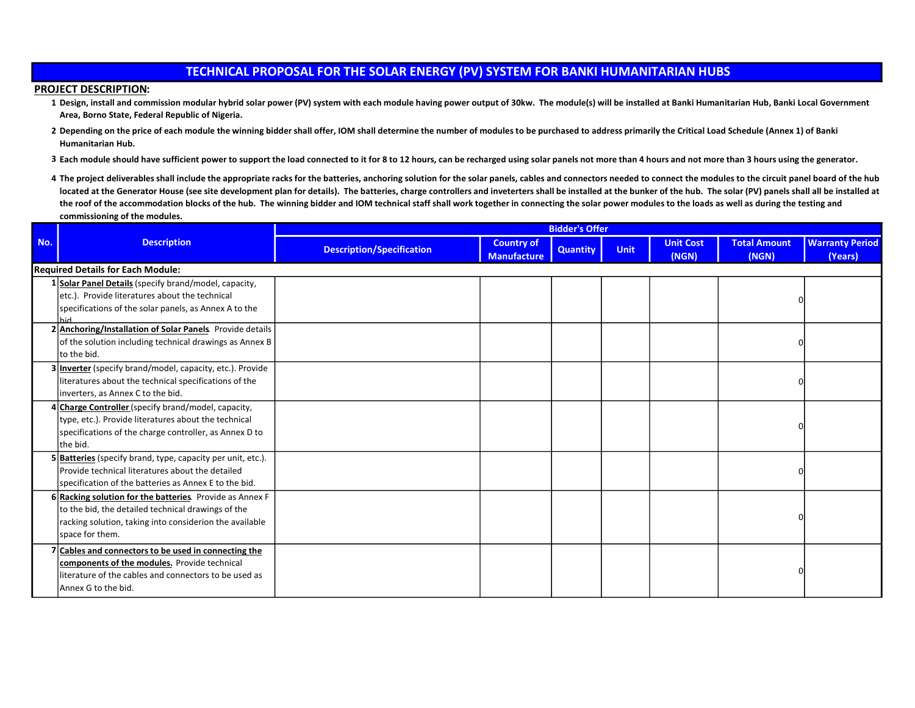# TECHNICAL PROPOSAL FOR THE SOLAR ENERGY (PV) SYSTEM FOR BANKI HUMANITARIAN HUBS

**PROJECT DESCRIPTION:**

1. **Design, install and commission modular hybrid solar power (PV) system with each module having power output of 30kw. The module(s) will be installed at Banki Humanitarian Hub, Banki Local Government Area, Borno State, Federal Republic of Nigeria.**
2. **Depending on the price of each module the winning bidder shall offer, IOM shall determine the number of modules to be purchased to address primarily the Critical Load Schedule (Annex 1) of Banki Humanitarian Hub.**
3. **Each module should have sufficient power to support the load connected to it for 8 to 12 hours, can be recharged using solar panels not more than 4 hours and not more than 3 hours using the generator.**
4. **The project deliverables shall include the appropriate racks for the batteries, anchoring solution for the solar panels, cables and connectors needed to connect the modules to the circuit panel board of the hub located at the Generator House (see site development plan for details). The batteries, charge controllers and inveterters shall be installed at the bunker of the hub. The solar (PV) panels shall all be installed at the roof of the accommodation blocks of the hub. The winning bidder and IOM technical staff shall work together in connecting the solar power modules to the loads as well as during the testing and commissioning of the modules.**

| No. | Description | Bidder's Offer | | | | | | |
|---|---|---|---|---|---|---|---|---|
| | | Description/Specification | Country of Manufacture | Quantity | Unit | Unit Cost (NGN) | Total Amount (NGN) | Warranty Period (Years) |
| **Required Details for Each Module:** | | | | | | | | |
| 1 | **Solar Panel Details** (specify brand/model, capacity, etc.). Provide literatures about the technical specifications of the solar panels, as Annex A to the bid | | | | | | 0 | |
| 2 | **Anchoring/Installation of Solar Panels**. Provide details of the solution including technical drawings as Annex B to the bid. | | | | | | 0 | |
| 3 | **Inverter** (specify brand/model, capacity, etc.). Provide literatures about the technical specifications of the inverters, as Annex C to the bid. | | | | | | 0 | |
| 4 | **Charge Controller** (specify brand/model, capacity, type, etc.). Provide literatures about the technical specifications of the charge controller, as Annex D to the bid. | | | | | | 0 | |
| 5 | **Batteries** (specify brand, type, capacity per unit, etc.). Provide technical literatures about the detailed specification of the batteries as Annex E to the bid. | | | | | | 0 | |
| 6 | **Racking solution for the batteries**. Provide as Annex F to the bid, the detailed technical drawings of the racking solution, taking into considerion the available space for them. | | | | | | 0 | |
| 7 | **Cables and connectors to be used in connecting the components of the modules.** Provide technical literature of the cables and connectors to be used as Annex G to the bid. | | | | | | 0 | |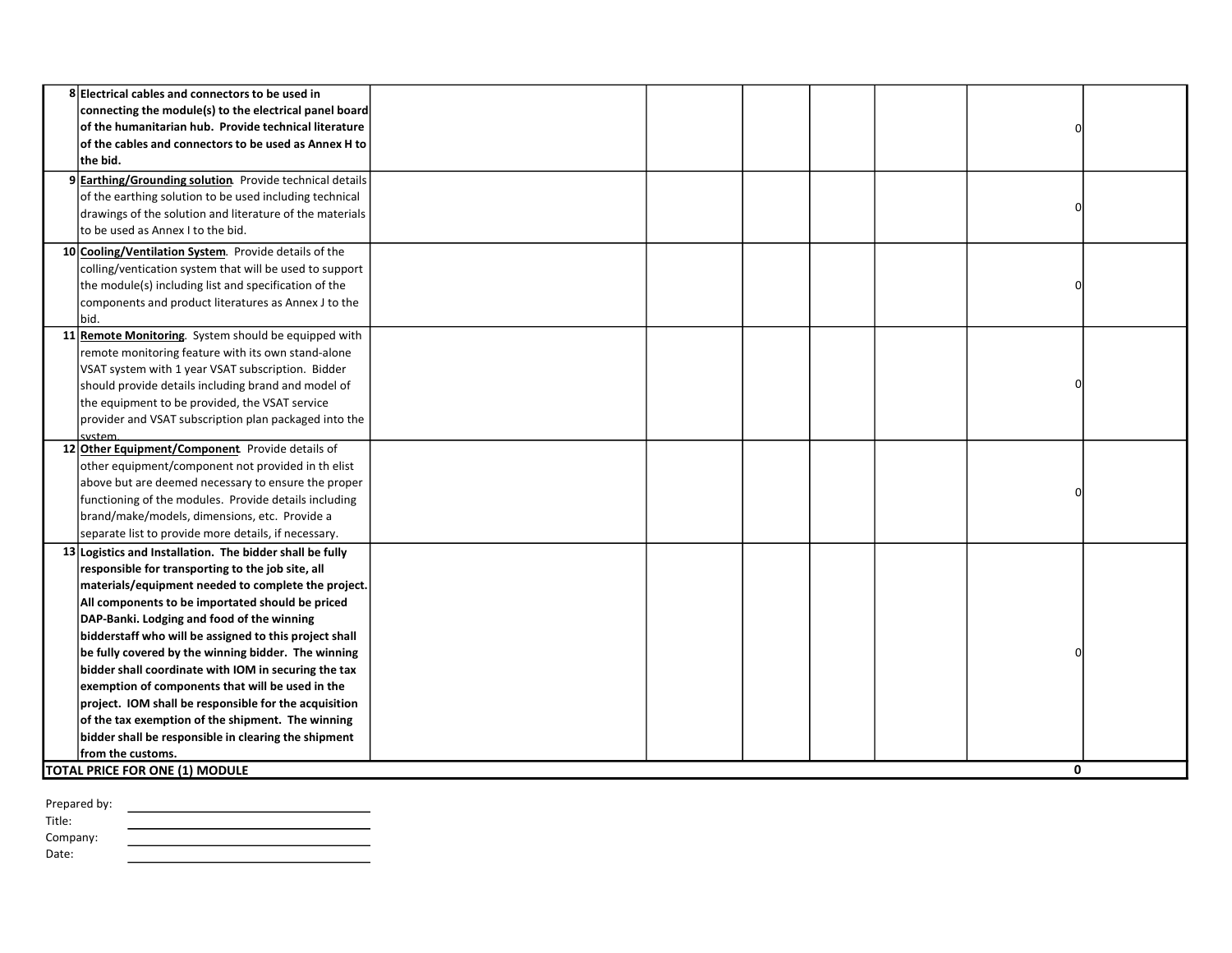| | | | | | | | | |
|---|---|---|---|---|---|---|---|---|
| 8 | **Electrical cables and connectors to be used in connecting the module(s) to the electrical panel board of the humanitarian hub. Provide technical literature of the cables and connectors to be used as Annex H to the bid.** | | | | | | 0 | |
| 9 | **Earthing/Grounding solution**. Provide technical details of the earthing solution to be used including technical drawings of the solution and literature of the materials to be used as Annex I to the bid. | | | | | | 0 | |
| 10 | **Cooling/Ventilation System**. Provide details of the colling/ventication system that will be used to support the module(s) including list and specification of the components and product literatures as Annex J to the bid. | | | | | | 0 | |
| 11 | **Remote Monitoring**. System should be equipped with remote monitoring feature with its own stand-alone VSAT system with 1 year VSAT subscription. Bidder should provide details including brand and model of the equipment to be provided, the VSAT service provider and VSAT subscription plan packaged into the system. | | | | | | 0 | |
| 12 | **Other Equipment/Component**. Provide details of other equipment/component not provided in th elist above but are deemed necessary to ensure the proper functioning of the modules. Provide details including brand/make/models, dimensions, etc. Provide a separate list to provide more details, if necessary. | | | | | | 0 | |
| 13 | **Logistics and Installation. The bidder shall be fully responsible for transporting to the job site, all materials/equipment needed to complete the project. All components to be importated should be priced DAP-Banki. Lodging and food of the winning bidderstaff who will be assigned to this project shall be fully covered by the winning bidder. The winning bidder shall coordinate with IOM in securing the tax exemption of components that will be used in the project. IOM shall be responsible for the acquisition of the tax exemption of the shipment. The winning bidder shall be responsible in clearing the shipment from the customs.** | | | | | | 0 | |
| **TOTAL PRICE FOR ONE (1) MODULE** | | | | | | | **0** | |

Prepared by: ______________________

Title: ______________________

Company: ______________________

Date: ______________________